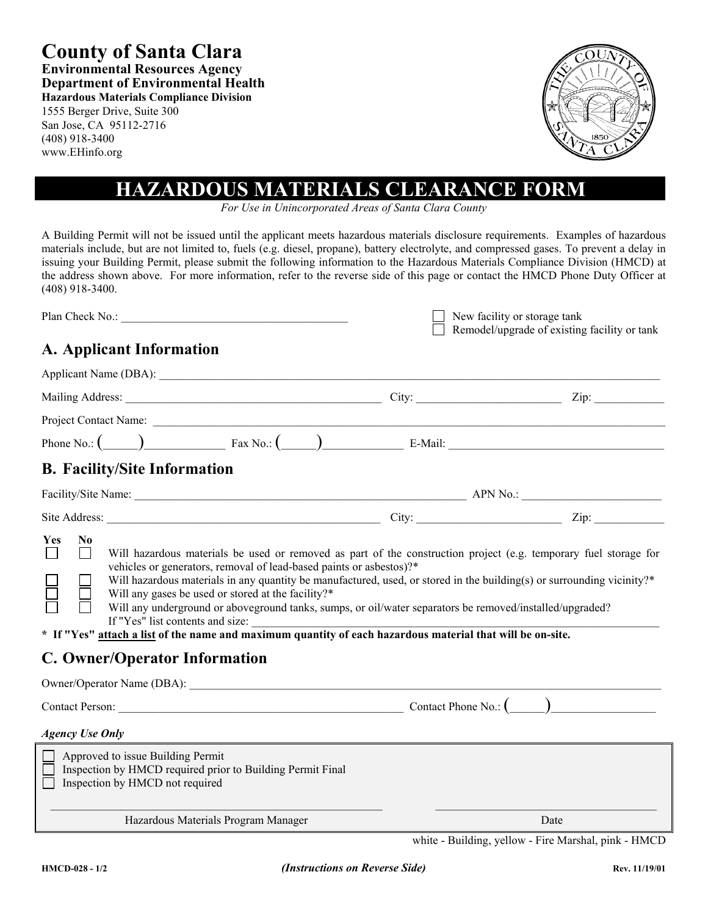# County of Santa Clara

**Environmental Resources Agency**
**Department of Environmental Health**
**Hazardous Materials Compliance Division**
1555 Berger Drive, Suite 300
San Jose, CA 95112-2716
(408) 918-3400
www.EHinfo.org

## HAZARDOUS MATERIALS CLEARANCE FORM

*For Use in Unincorporated Areas of Santa Clara County*

A Building Permit will not be issued until the applicant meets hazardous materials disclosure requirements. Examples of hazardous materials include, but are not limited to, fuels (e.g. diesel, propane), battery electrolyte, and compressed gases. To prevent a delay in issuing your Building Permit, please submit the following information to the Hazardous Materials Compliance Division (HMCD) at the address shown above. For more information, refer to the reverse side of this page or contact the HMCD Phone Duty Officer at (408) 918-3400.

Plan Check No.: ______________________________________

☐ New facility or storage tank
☐ Remodel/upgrade of existing facility or tank

## A. Applicant Information

Applicant Name (DBA): ______________________________________

Mailing Address: ______________________________ City: __________________ Zip: __________

Project Contact Name: ______________________________________

Phone No.: (_____)___________ Fax No.: (_____)___________ E-Mail: ______________________________

## B. Facility/Site Information

Facility/Site Name: ______________________________ APN No.: __________________

Site Address: ______________________________ City: __________________ Zip: __________

| Yes | No | |
|---|---|---|
| ☐ | ☐ | Will hazardous materials be used or removed as part of the construction project (e.g. temporary fuel storage for vehicles or generators, removal of lead-based paints or asbestos)?* |
| ☐ | ☐ | Will hazardous materials in any quantity be manufactured, used, or stored in the building(s) or surrounding vicinity?* |
| ☐ | ☐ | Will any gases be used or stored at the facility?* |
| ☐ | ☐ | Will any underground or aboveground tanks, sumps, or oil/water separators be removed/installed/upgraded? If "Yes" list contents and size: ______________________________ |

**\* If "Yes" attach a list of the name and maximum quantity of each hazardous material that will be on-site.**

## C. Owner/Operator Information

Owner/Operator Name (DBA): ______________________________________

Contact Person: ______________________________ Contact Phone No.: (_____)______________

*Agency Use Only*

☐ Approved to issue Building Permit
☐ Inspection by HMCD required prior to Building Permit Final
☐ Inspection by HMCD not required

______________________________ Hazardous Materials Program Manager

______________________________ Date

white - Building, yellow - Fire Marshal, pink - HMCD

HMCD-028 - 1/2 *(Instructions on Reverse Side)* Rev. 11/19/01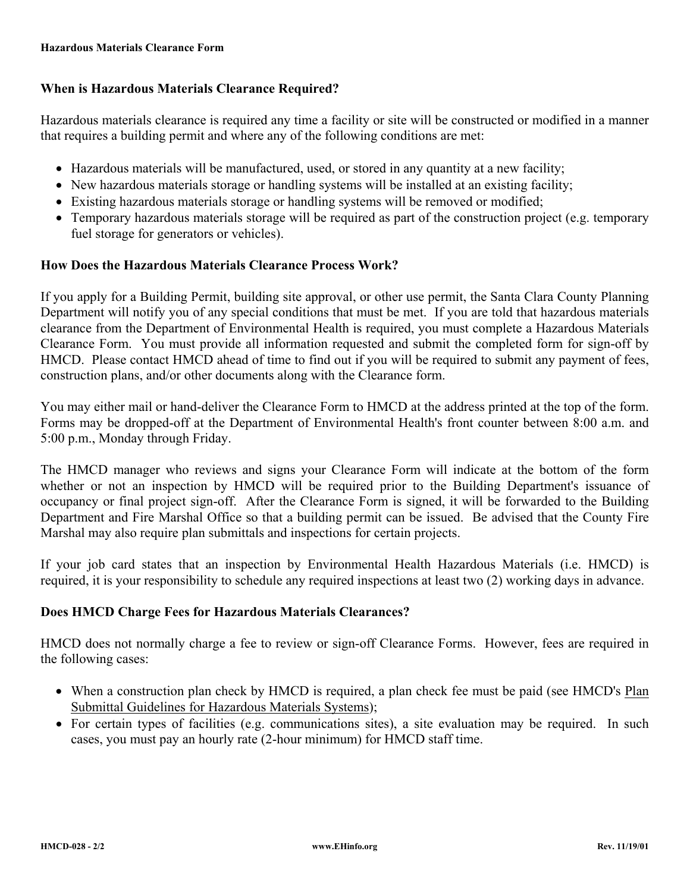## When is Hazardous Materials Clearance Required?

Hazardous materials clearance is required any time a facility or site will be constructed or modified in a manner that requires a building permit and where any of the following conditions are met:

- Hazardous materials will be manufactured, used, or stored in any quantity at a new facility;
- New hazardous materials storage or handling systems will be installed at an existing facility;
- Existing hazardous materials storage or handling systems will be removed or modified;
- Temporary hazardous materials storage will be required as part of the construction project (e.g. temporary fuel storage for generators or vehicles).

## How Does the Hazardous Materials Clearance Process Work?

If you apply for a Building Permit, building site approval, or other use permit, the Santa Clara County Planning Department will notify you of any special conditions that must be met. If you are told that hazardous materials clearance from the Department of Environmental Health is required, you must complete a Hazardous Materials Clearance Form. You must provide all information requested and submit the completed form for sign-off by HMCD. Please contact HMCD ahead of time to find out if you will be required to submit any payment of fees, construction plans, and/or other documents along with the Clearance form.

You may either mail or hand-deliver the Clearance Form to HMCD at the address printed at the top of the form. Forms may be dropped-off at the Department of Environmental Health's front counter between 8:00 a.m. and 5:00 p.m., Monday through Friday.

The HMCD manager who reviews and signs your Clearance Form will indicate at the bottom of the form whether or not an inspection by HMCD will be required prior to the Building Department's issuance of occupancy or final project sign-off. After the Clearance Form is signed, it will be forwarded to the Building Department and Fire Marshal Office so that a building permit can be issued. Be advised that the County Fire Marshal may also require plan submittals and inspections for certain projects.

If your job card states that an inspection by Environmental Health Hazardous Materials (i.e. HMCD) is required, it is your responsibility to schedule any required inspections at least two (2) working days in advance.

## Does HMCD Charge Fees for Hazardous Materials Clearances?

HMCD does not normally charge a fee to review or sign-off Clearance Forms. However, fees are required in the following cases:

- When a construction plan check by HMCD is required, a plan check fee must be paid (see HMCD's Plan Submittal Guidelines for Hazardous Materials Systems);
- For certain types of facilities (e.g. communications sites), a site evaluation may be required. In such cases, you must pay an hourly rate (2-hour minimum) for HMCD staff time.